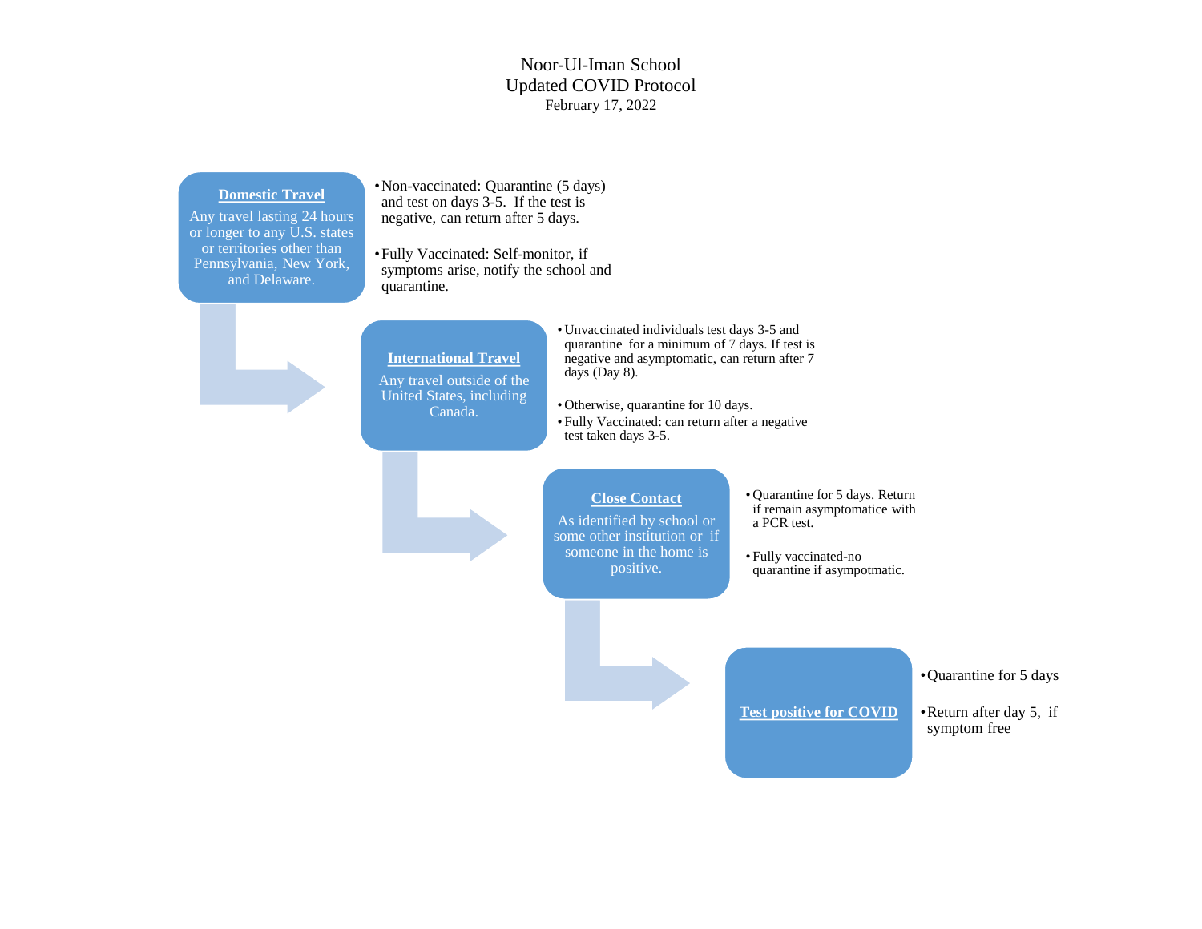# Noor-Ul-Iman School
## Updated COVID Protocol
February 17, 2022

### Domestic Travel

Any travel lasting 24 hours or longer to any U.S. states or territories other than Pennsylvania, New York, and Delaware.

- Non-vaccinated: Quarantine (5 days) and test on days 3-5. If the test is negative, can return after 5 days.
- Fully Vaccinated: Self-monitor, if symptoms arise, notify the school and quarantine.

### International Travel

Any travel outside of the United States, including Canada.

- Unvaccinated individuals test days 3-5 and quarantine for a minimum of 7 days. If test is negative and asymptomatic, can return after 7 days (Day 8).
- Otherwise, quarantine for 10 days.
- Fully Vaccinated: can return after a negative test taken days 3-5.

### Close Contact

As identified by school or some other institution or if someone in the home is positive.

- Quarantine for 5 days. Return if remain asymptomatice with a PCR test.
- Fully vaccinated-no quarantine if asympotmatic.

### Test positive for COVID

- Quarantine for 5 days
- Return after day 5, if symptom free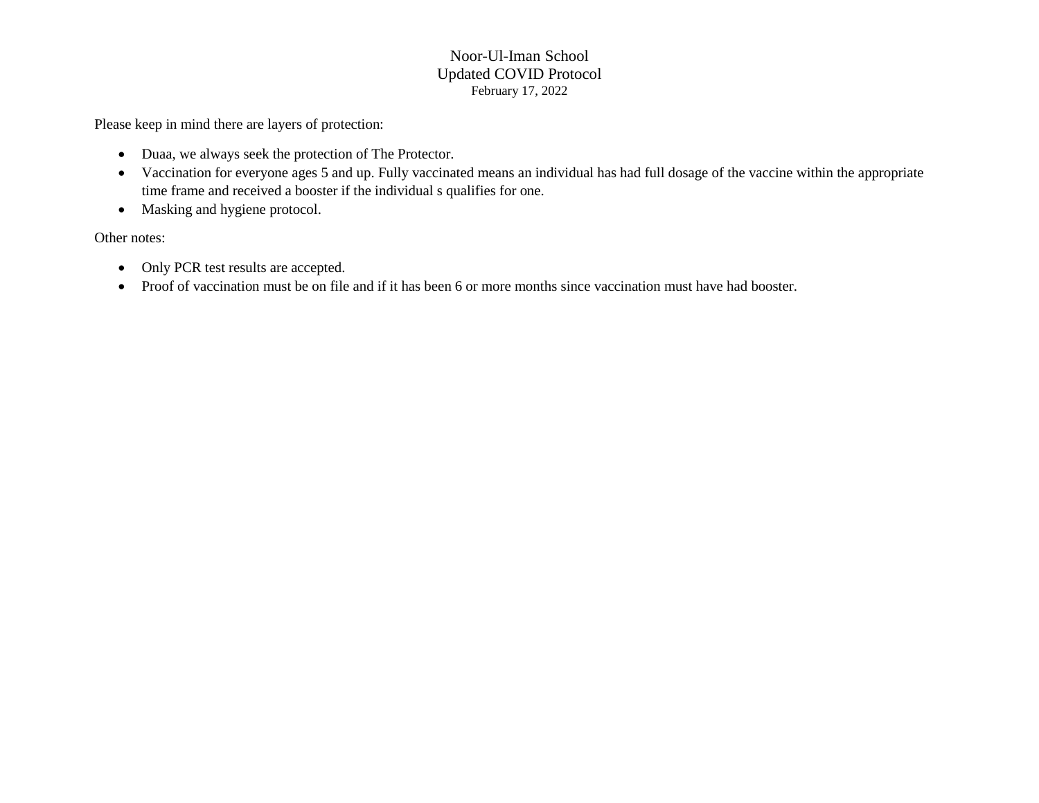# Noor-Ul-Iman School
## Updated COVID Protocol
### February 17, 2022

Please keep in mind there are layers of protection:

- Duaa, we always seek the protection of The Protector.
- Vaccination for everyone ages 5 and up. Fully vaccinated means an individual has had full dosage of the vaccine within the appropriate time frame and received a booster if the individual s qualifies for one.
- Masking and hygiene protocol.

Other notes:

- Only PCR test results are accepted.
- Proof of vaccination must be on file and if it has been 6 or more months since vaccination must have had booster.